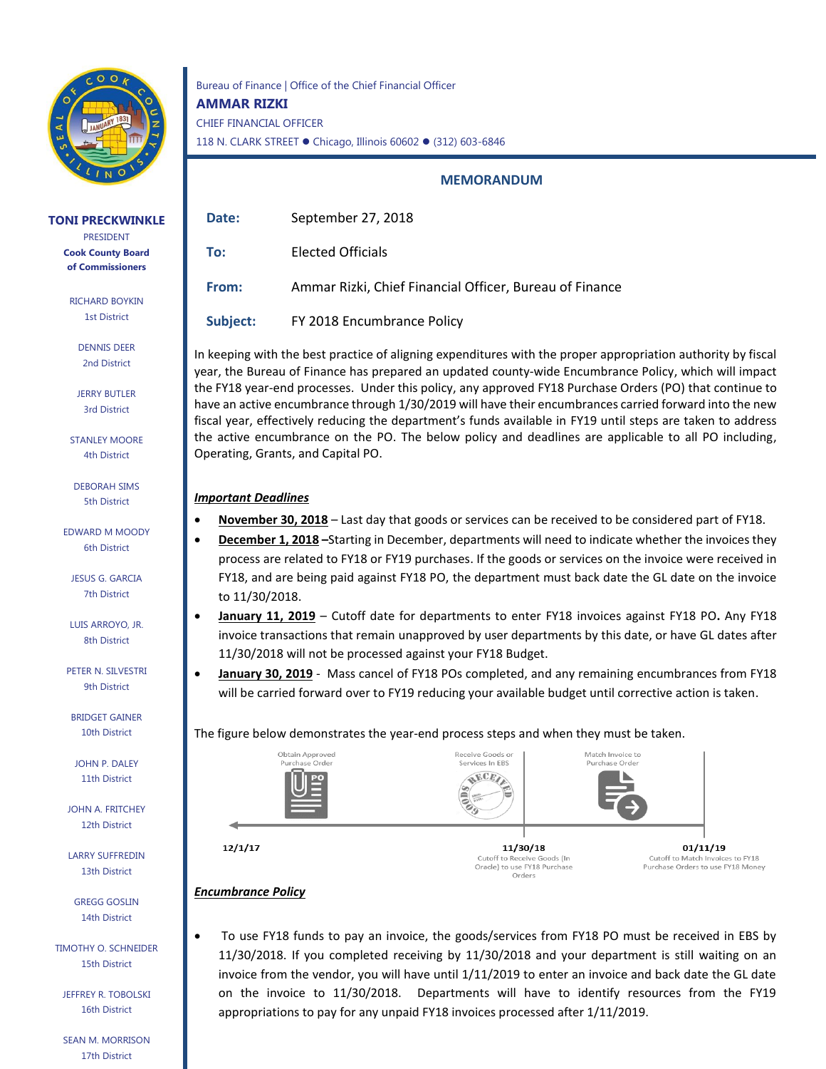Bureau of Finance | Office of the Chief Financial Officer

**AMMAR RIZKI**

CHIEF FINANCIAL OFFICER

118 N. CLARK STREET ● Chicago, Illinois 60602 ● (312) 603-6846

**TONI PRECKWINKLE**
PRESIDENT
**Cook County Board of Commissioners**

RICHARD BOYKIN
1st District

DENNIS DEER
2nd District

JERRY BUTLER
3rd District

STANLEY MOORE
4th District

DEBORAH SIMS
5th District

EDWARD M MOODY
6th District

JESUS G. GARCIA
7th District

LUIS ARROYO, JR.
8th District

PETER N. SILVESTRI
9th District

BRIDGET GAINER
10th District

JOHN P. DALEY
11th District

JOHN A. FRITCHEY
12th District

LARRY SUFFREDIN
13th District

GREGG GOSLIN
14th District

TIMOTHY O. SCHNEIDER
15th District

JEFFREY R. TOBOLSKI
16th District

SEAN M. MORRISON
17th District

## MEMORANDUM

**Date:** September 27, 2018

**To:** Elected Officials

**From:** Ammar Rizki, Chief Financial Officer, Bureau of Finance

**Subject:** FY 2018 Encumbrance Policy

In keeping with the best practice of aligning expenditures with the proper appropriation authority by fiscal year, the Bureau of Finance has prepared an updated county-wide Encumbrance Policy, which will impact the FY18 year-end processes. Under this policy, any approved FY18 Purchase Orders (PO) that continue to have an active encumbrance through 1/30/2019 will have their encumbrances carried forward into the new fiscal year, effectively reducing the department's funds available in FY19 until steps are taken to address the active encumbrance on the PO. The below policy and deadlines are applicable to all PO including, Operating, Grants, and Capital PO.

***Important Deadlines***

- **November 30, 2018** – Last day that goods or services can be received to be considered part of FY18.
- **December 1, 2018** –Starting in December, departments will need to indicate whether the invoices they process are related to FY18 or FY19 purchases. If the goods or services on the invoice were received in FY18, and are being paid against FY18 PO, the department must back date the GL date on the invoice to 11/30/2018.
- **January 11, 2019** – Cutoff date for departments to enter FY18 invoices against FY18 PO**.** Any FY18 invoice transactions that remain unapproved by user departments by this date, or have GL dates after 11/30/2018 will not be processed against your FY18 Budget.
- **January 30, 2019** - Mass cancel of FY18 POs completed, and any remaining encumbrances from FY18 will be carried forward over to FY19 reducing your available budget until corrective action is taken.

The figure below demonstrates the year-end process steps and when they must be taken.

Obtain Approved Purchase Order | Receive Goods or Services In EBS | Match Invoice to Purchase Order

**12/1/17**

**11/30/18** Cutoff to Receive Goods (In Oracle) to use FY18 Purchase Orders

**01/11/19** Cutoff to Match Invoices to FY18 Purchase Orders to use FY18 Money

***Encumbrance Policy***

- To use FY18 funds to pay an invoice, the goods/services from FY18 PO must be received in EBS by 11/30/2018. If you completed receiving by 11/30/2018 and your department is still waiting on an invoice from the vendor, you will have until 1/11/2019 to enter an invoice and back date the GL date on the invoice to 11/30/2018. Departments will have to identify resources from the FY19 appropriations to pay for any unpaid FY18 invoices processed after 1/11/2019.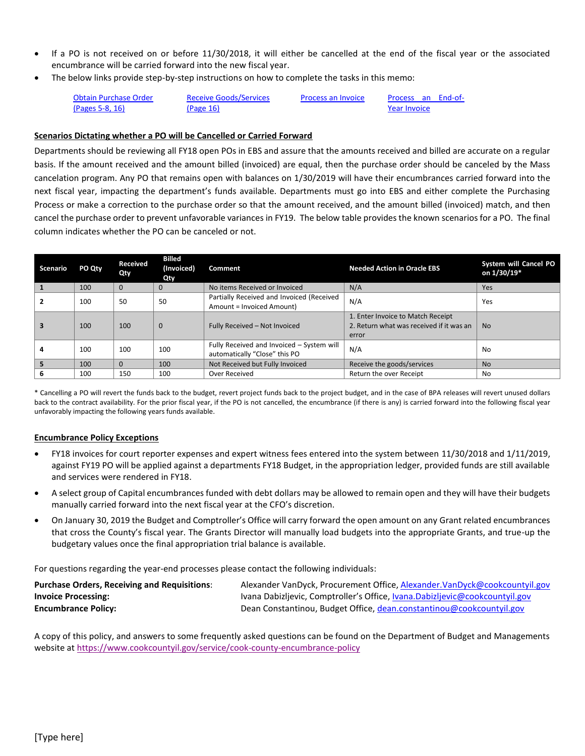- If a PO is not received on or before 11/30/2018, it will either be cancelled at the end of the fiscal year or the associated encumbrance will be carried forward into the new fiscal year.
- The below links provide step-by-step instructions on how to complete the tasks in this memo:

[Obtain Purchase Order (Pages 5-8, 16)] [Receive Goods/Services (Page 16)] [Process an Invoice] [Process an End-of-Year Invoice]

**Scenarios Dictating whether a PO will be Cancelled or Carried Forward**

Departments should be reviewing all FY18 open POs in EBS and assure that the amounts received and billed are accurate on a regular basis. If the amount received and the amount billed (invoiced) are equal, then the purchase order should be canceled by the Mass cancelation program. Any PO that remains open with balances on 1/30/2019 will have their encumbrances carried forward into the next fiscal year, impacting the department's funds available. Departments must go into EBS and either complete the Purchasing Process or make a correction to the purchase order so that the amount received, and the amount billed (invoiced) match, and then cancel the purchase order to prevent unfavorable variances in FY19. The below table provides the known scenarios for a PO. The final column indicates whether the PO can be canceled or not.

| Scenario | PO Qty | Received Qty | Billed (Invoiced) Qty | Comment | Needed Action in Oracle EBS | System will Cancel PO on 1/30/19* |
|---|---|---|---|---|---|---|
| 1 | 100 | 0 | 0 | No items Received or Invoiced | N/A | Yes |
| 2 | 100 | 50 | 50 | Partially Received and Invoiced (Received Amount = Invoiced Amount) | N/A | Yes |
| 3 | 100 | 100 | 0 | Fully Received – Not Invoiced | 1. Enter Invoice to Match Receipt 2. Return what was received if it was an error | No |
| 4 | 100 | 100 | 100 | Fully Received and Invoiced – System will automatically "Close" this PO | N/A | No |
| 5 | 100 | 0 | 100 | Not Received but Fully Invoiced | Receive the goods/services | No |
| 6 | 100 | 150 | 100 | Over Received | Return the over Receipt | No |

\* Cancelling a PO will revert the funds back to the budget, revert project funds back to the project budget, and in the case of BPA releases will revert unused dollars back to the contract availability. For the prior fiscal year, if the PO is not cancelled, the encumbrance (if there is any) is carried forward into the following fiscal year unfavorably impacting the following years funds available.

**Encumbrance Policy Exceptions**

- FY18 invoices for court reporter expenses and expert witness fees entered into the system between 11/30/2018 and 1/11/2019, against FY19 PO will be applied against a departments FY18 Budget, in the appropriation ledger, provided funds are still available and services were rendered in FY18.
- A select group of Capital encumbrances funded with debt dollars may be allowed to remain open and they will have their budgets manually carried forward into the next fiscal year at the CFO's discretion.
- On January 30, 2019 the Budget and Comptroller's Office will carry forward the open amount on any Grant related encumbrances that cross the County's fiscal year. The Grants Director will manually load budgets into the appropriate Grants, and true-up the budgetary values once the final appropriation trial balance is available.

For questions regarding the year-end processes please contact the following individuals:

**Purchase Orders, Receiving and Requisitions**: Alexander VanDyck, Procurement Office, Alexander.VanDyck@cookcountyil.gov
**Invoice Processing:** Ivana Dabizljevic, Comptroller's Office, Ivana.Dabizljevic@cookcountyil.gov
**Encumbrance Policy:** Dean Constantinou, Budget Office, dean.constantinou@cookcountyil.gov

A copy of this policy, and answers to some frequently asked questions can be found on the Department of Budget and Managements website at https://www.cookcountyil.gov/service/cook-county-encumbrance-policy

[Type here]